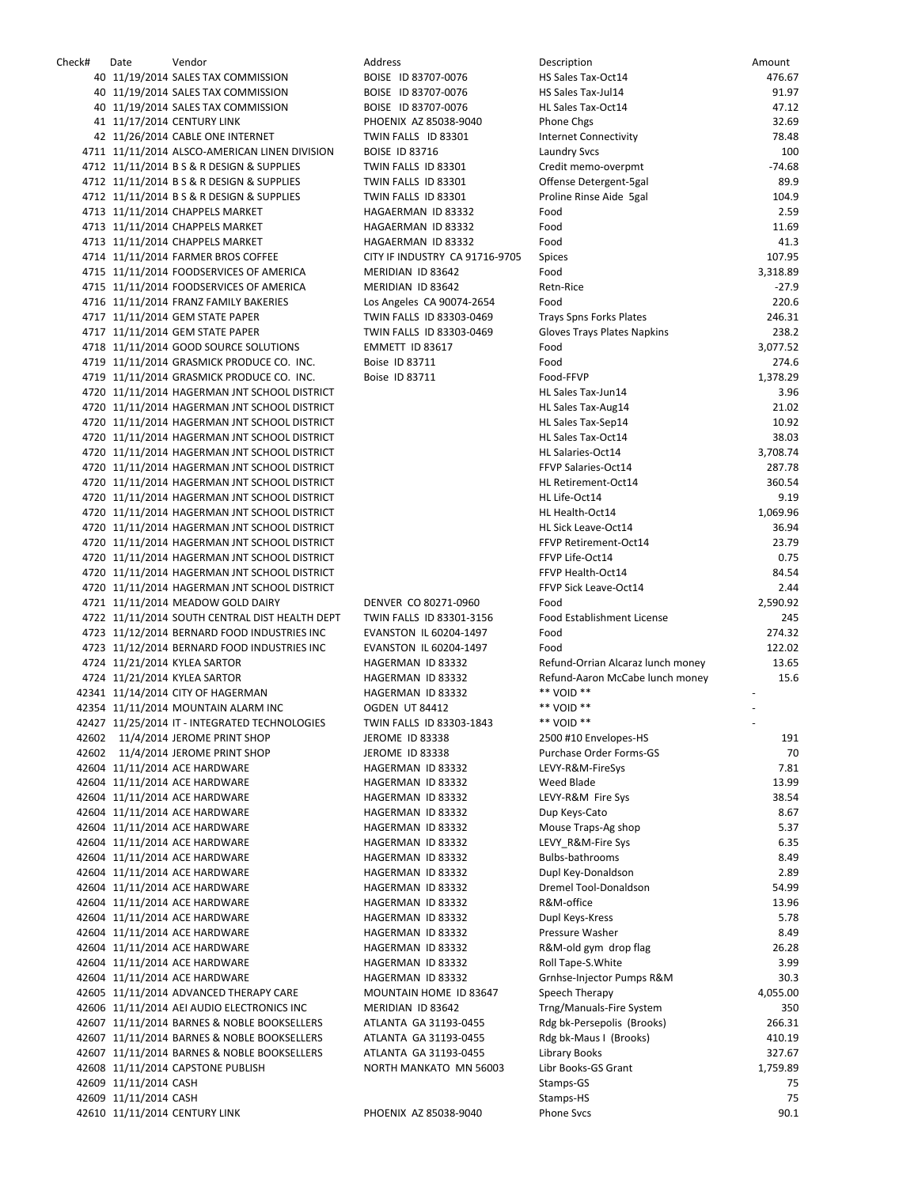| Check# | Date | Vendor | Address | Description | Amount |
|---|---|---|---|---|---|
| 40 | 11/19/2014 | SALES TAX COMMISSION | BOISE ID 83707-0076 | HS Sales Tax-Oct14 | 476.67 |
| 40 | 11/19/2014 | SALES TAX COMMISSION | BOISE ID 83707-0076 | HS Sales Tax-Jul14 | 91.97 |
| 40 | 11/19/2014 | SALES TAX COMMISSION | BOISE ID 83707-0076 | HL Sales Tax-Oct14 | 47.12 |
| 41 | 11/17/2014 | CENTURY LINK | PHOENIX AZ 85038-9040 | Phone Chgs | 32.69 |
| 42 | 11/26/2014 | CABLE ONE INTERNET | TWIN FALLS ID 83301 | Internet Connectivity | 78.48 |
| 4711 | 11/11/2014 | ALSCO-AMERICAN LINEN DIVISION | BOISE ID 83716 | Laundry Svcs | 100 |
| 4712 | 11/11/2014 | B S & R DESIGN & SUPPLIES | TWIN FALLS ID 83301 | Credit memo-overpmt | -74.68 |
| 4712 | 11/11/2014 | B S & R DESIGN & SUPPLIES | TWIN FALLS ID 83301 | Offense Detergent-5gal | 89.9 |
| 4712 | 11/11/2014 | B S & R DESIGN & SUPPLIES | TWIN FALLS ID 83301 | Proline Rinse Aide 5gal | 104.9 |
| 4713 | 11/11/2014 | CHAPPELS MARKET | HAGAERMAN ID 83332 | Food | 2.59 |
| 4713 | 11/11/2014 | CHAPPELS MARKET | HAGAERMAN ID 83332 | Food | 11.69 |
| 4713 | 11/11/2014 | CHAPPELS MARKET | HAGAERMAN ID 83332 | Food | 41.3 |
| 4714 | 11/11/2014 | FARMER BROS COFFEE | CITY IF INDUSTRY CA 91716-9705 | Spices | 107.95 |
| 4715 | 11/11/2014 | FOODSERVICES OF AMERICA | MERIDIAN ID 83642 | Food | 3,318.89 |
| 4715 | 11/11/2014 | FOODSERVICES OF AMERICA | MERIDIAN ID 83642 | Retn-Rice | -27.9 |
| 4716 | 11/11/2014 | FRANZ FAMILY BAKERIES | Los Angeles CA 90074-2654 | Food | 220.6 |
| 4717 | 11/11/2014 | GEM STATE PAPER | TWIN FALLS ID 83303-0469 | Trays Spns Forks Plates | 246.31 |
| 4717 | 11/11/2014 | GEM STATE PAPER | TWIN FALLS ID 83303-0469 | Gloves Trays Plates Napkins | 238.2 |
| 4718 | 11/11/2014 | GOOD SOURCE SOLUTIONS | EMMETT ID 83617 | Food | 3,077.52 |
| 4719 | 11/11/2014 | GRASMICK PRODUCE CO. INC. | Boise ID 83711 | Food | 274.6 |
| 4719 | 11/11/2014 | GRASMICK PRODUCE CO. INC. | Boise ID 83711 | Food-FFVP | 1,378.29 |
| 4720 | 11/11/2014 | HAGERMAN JNT SCHOOL DISTRICT | | HL Sales Tax-Jun14 | 3.96 |
| 4720 | 11/11/2014 | HAGERMAN JNT SCHOOL DISTRICT | | HL Sales Tax-Aug14 | 21.02 |
| 4720 | 11/11/2014 | HAGERMAN JNT SCHOOL DISTRICT | | HL Sales Tax-Sep14 | 10.92 |
| 4720 | 11/11/2014 | HAGERMAN JNT SCHOOL DISTRICT | | HL Sales Tax-Oct14 | 38.03 |
| 4720 | 11/11/2014 | HAGERMAN JNT SCHOOL DISTRICT | | HL Salaries-Oct14 | 3,708.74 |
| 4720 | 11/11/2014 | HAGERMAN JNT SCHOOL DISTRICT | | FFVP Salaries-Oct14 | 287.78 |
| 4720 | 11/11/2014 | HAGERMAN JNT SCHOOL DISTRICT | | HL Retirement-Oct14 | 360.54 |
| 4720 | 11/11/2014 | HAGERMAN JNT SCHOOL DISTRICT | | HL Life-Oct14 | 9.19 |
| 4720 | 11/11/2014 | HAGERMAN JNT SCHOOL DISTRICT | | HL Health-Oct14 | 1,069.96 |
| 4720 | 11/11/2014 | HAGERMAN JNT SCHOOL DISTRICT | | HL Sick Leave-Oct14 | 36.94 |
| 4720 | 11/11/2014 | HAGERMAN JNT SCHOOL DISTRICT | | FFVP Retirement-Oct14 | 23.79 |
| 4720 | 11/11/2014 | HAGERMAN JNT SCHOOL DISTRICT | | FFVP Life-Oct14 | 0.75 |
| 4720 | 11/11/2014 | HAGERMAN JNT SCHOOL DISTRICT | | FFVP Health-Oct14 | 84.54 |
| 4720 | 11/11/2014 | HAGERMAN JNT SCHOOL DISTRICT | | FFVP Sick Leave-Oct14 | 2.44 |
| 4721 | 11/11/2014 | MEADOW GOLD DAIRY | DENVER CO 80271-0960 | Food | 2,590.92 |
| 4722 | 11/11/2014 | SOUTH CENTRAL DIST HEALTH DEPT | TWIN FALLS ID 83301-3156 | Food Establishment License | 245 |
| 4723 | 11/12/2014 | BERNARD FOOD INDUSTRIES INC | EVANSTON IL 60204-1497 | Food | 274.32 |
| 4723 | 11/12/2014 | BERNARD FOOD INDUSTRIES INC | EVANSTON IL 60204-1497 | Food | 122.02 |
| 4724 | 11/21/2014 | KYLEA SARTOR | HAGERMAN ID 83332 | Refund-Orrian Alcaraz lunch money | 13.65 |
| 4724 | 11/21/2014 | KYLEA SARTOR | HAGERMAN ID 83332 | Refund-Aaron McCabe lunch money | 15.6 |
| 42341 | 11/14/2014 | CITY OF HAGERMAN | HAGERMAN ID 83332 | ** VOID ** | - |
| 42354 | 11/11/2014 | MOUNTAIN ALARM INC | OGDEN UT 84412 | ** VOID ** | - |
| 42427 | 11/25/2014 | IT - INTEGRATED TECHNOLOGIES | TWIN FALLS ID 83303-1843 | ** VOID ** | - |
| 42602 | 11/4/2014 | JEROME PRINT SHOP | JEROME ID 83338 | 2500 #10 Envelopes-HS | 191 |
| 42602 | 11/4/2014 | JEROME PRINT SHOP | JEROME ID 83338 | Purchase Order Forms-GS | 70 |
| 42604 | 11/11/2014 | ACE HARDWARE | HAGERMAN ID 83332 | LEVY-R&M-FireSys | 7.81 |
| 42604 | 11/11/2014 | ACE HARDWARE | HAGERMAN ID 83332 | Weed Blade | 13.99 |
| 42604 | 11/11/2014 | ACE HARDWARE | HAGERMAN ID 83332 | LEVY-R&M Fire Sys | 38.54 |
| 42604 | 11/11/2014 | ACE HARDWARE | HAGERMAN ID 83332 | Dup Keys-Cato | 8.67 |
| 42604 | 11/11/2014 | ACE HARDWARE | HAGERMAN ID 83332 | Mouse Traps-Ag shop | 5.37 |
| 42604 | 11/11/2014 | ACE HARDWARE | HAGERMAN ID 83332 | LEVY_R&M-Fire Sys | 6.35 |
| 42604 | 11/11/2014 | ACE HARDWARE | HAGERMAN ID 83332 | Bulbs-bathrooms | 8.49 |
| 42604 | 11/11/2014 | ACE HARDWARE | HAGERMAN ID 83332 | Dupl Key-Donaldson | 2.89 |
| 42604 | 11/11/2014 | ACE HARDWARE | HAGERMAN ID 83332 | Dremel Tool-Donaldson | 54.99 |
| 42604 | 11/11/2014 | ACE HARDWARE | HAGERMAN ID 83332 | R&M-office | 13.96 |
| 42604 | 11/11/2014 | ACE HARDWARE | HAGERMAN ID 83332 | Dupl Keys-Kress | 5.78 |
| 42604 | 11/11/2014 | ACE HARDWARE | HAGERMAN ID 83332 | Pressure Washer | 8.49 |
| 42604 | 11/11/2014 | ACE HARDWARE | HAGERMAN ID 83332 | R&M-old gym drop flag | 26.28 |
| 42604 | 11/11/2014 | ACE HARDWARE | HAGERMAN ID 83332 | Roll Tape-S.White | 3.99 |
| 42604 | 11/11/2014 | ACE HARDWARE | HAGERMAN ID 83332 | Grnhse-Injector Pumps R&M | 30.3 |
| 42605 | 11/11/2014 | ADVANCED THERAPY CARE | MOUNTAIN HOME ID 83647 | Speech Therapy | 4,055.00 |
| 42606 | 11/11/2014 | AEI AUDIO ELECTRONICS INC | MERIDIAN ID 83642 | Trng/Manuals-Fire System | 350 |
| 42607 | 11/11/2014 | BARNES & NOBLE BOOKSELLERS | ATLANTA GA 31193-0455 | Rdg bk-Persepolis (Brooks) | 266.31 |
| 42607 | 11/11/2014 | BARNES & NOBLE BOOKSELLERS | ATLANTA GA 31193-0455 | Rdg bk-Maus I (Brooks) | 410.19 |
| 42607 | 11/11/2014 | BARNES & NOBLE BOOKSELLERS | ATLANTA GA 31193-0455 | Library Books | 327.67 |
| 42608 | 11/11/2014 | CAPSTONE PUBLISH | NORTH MANKATO MN 56003 | Libr Books-GS Grant | 1,759.89 |
| 42609 | 11/11/2014 | CASH | | Stamps-GS | 75 |
| 42609 | 11/11/2014 | CASH | | Stamps-HS | 75 |
| 42610 | 11/11/2014 | CENTURY LINK | PHOENIX AZ 85038-9040 | Phone Svcs | 90.1 |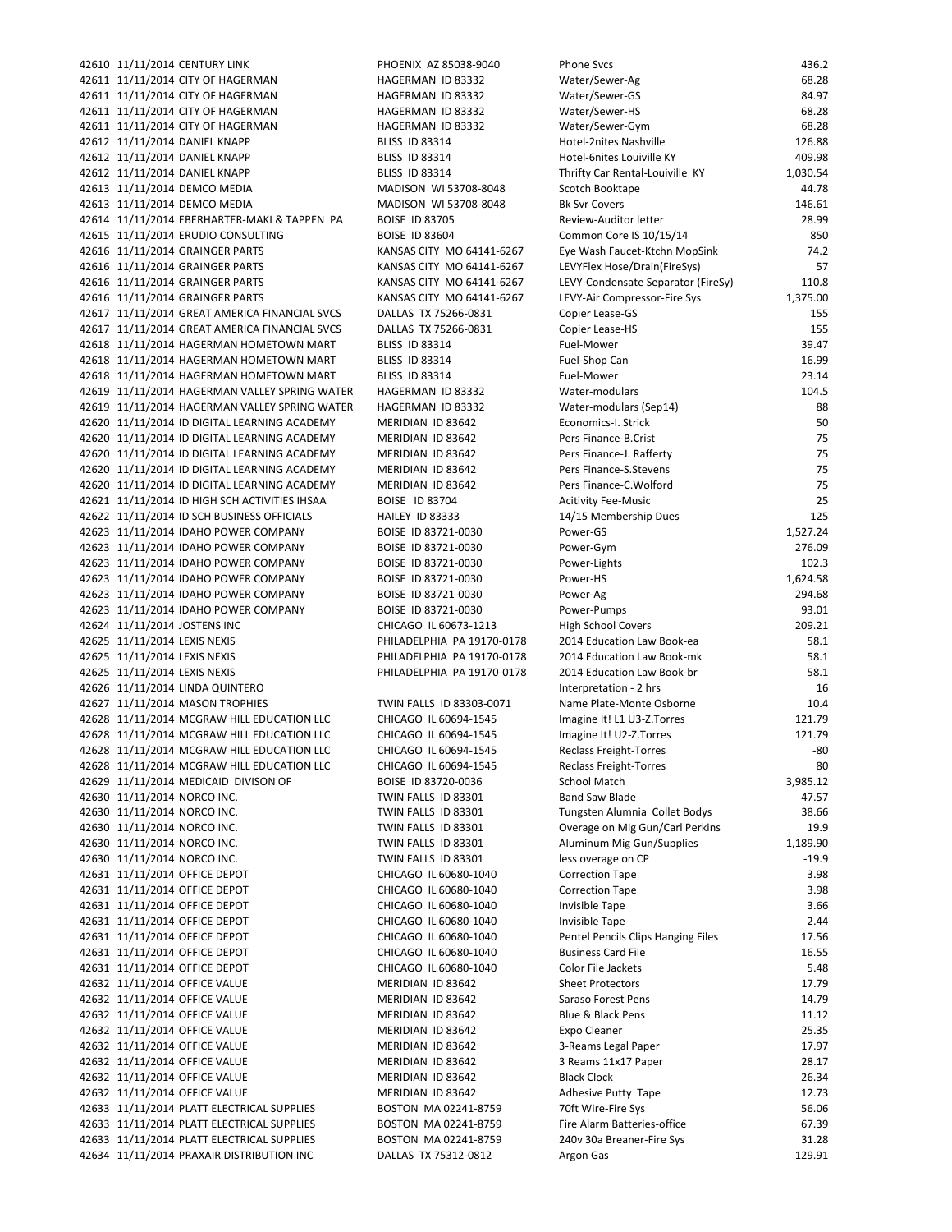| | | | | | |
|---|---|---|---|---|---|
| 42610 | 11/11/2014 | CENTURY LINK | PHOENIX AZ 85038-9040 | Phone Svcs | 436.2 |
| 42611 | 11/11/2014 | CITY OF HAGERMAN | HAGERMAN ID 83332 | Water/Sewer-Ag | 68.28 |
| 42611 | 11/11/2014 | CITY OF HAGERMAN | HAGERMAN ID 83332 | Water/Sewer-GS | 84.97 |
| 42611 | 11/11/2014 | CITY OF HAGERMAN | HAGERMAN ID 83332 | Water/Sewer-HS | 68.28 |
| 42611 | 11/11/2014 | CITY OF HAGERMAN | HAGERMAN ID 83332 | Water/Sewer-Gym | 68.28 |
| 42612 | 11/11/2014 | DANIEL KNAPP | BLISS ID 83314 | Hotel-2nites Nashville | 126.88 |
| 42612 | 11/11/2014 | DANIEL KNAPP | BLISS ID 83314 | Hotel-6nites Louiville KY | 409.98 |
| 42612 | 11/11/2014 | DANIEL KNAPP | BLISS ID 83314 | Thrifty Car Rental-Louiville KY | 1,030.54 |
| 42613 | 11/11/2014 | DEMCO MEDIA | MADISON WI 53708-8048 | Scotch Booktape | 44.78 |
| 42613 | 11/11/2014 | DEMCO MEDIA | MADISON WI 53708-8048 | Bk Svr Covers | 146.61 |
| 42614 | 11/11/2014 | EBERHARTER-MAKI & TAPPEN PA | BOISE ID 83705 | Review-Auditor letter | 28.99 |
| 42615 | 11/11/2014 | ERUDIO CONSULTING | BOISE ID 83604 | Common Core IS 10/15/14 | 850 |
| 42616 | 11/11/2014 | GRAINGER PARTS | KANSAS CITY MO 64141-6267 | Eye Wash Faucet-Ktchn MopSink | 74.2 |
| 42616 | 11/11/2014 | GRAINGER PARTS | KANSAS CITY MO 64141-6267 | LEVYFlex Hose/Drain(FireSys) | 57 |
| 42616 | 11/11/2014 | GRAINGER PARTS | KANSAS CITY MO 64141-6267 | LEVY-Condensate Separator (FireSy) | 110.8 |
| 42616 | 11/11/2014 | GRAINGER PARTS | KANSAS CITY MO 64141-6267 | LEVY-Air Compressor-Fire Sys | 1,375.00 |
| 42617 | 11/11/2014 | GREAT AMERICA FINANCIAL SVCS | DALLAS TX 75266-0831 | Copier Lease-GS | 155 |
| 42617 | 11/11/2014 | GREAT AMERICA FINANCIAL SVCS | DALLAS TX 75266-0831 | Copier Lease-HS | 155 |
| 42618 | 11/11/2014 | HAGERMAN HOMETOWN MART | BLISS ID 83314 | Fuel-Mower | 39.47 |
| 42618 | 11/11/2014 | HAGERMAN HOMETOWN MART | BLISS ID 83314 | Fuel-Shop Can | 16.99 |
| 42618 | 11/11/2014 | HAGERMAN HOMETOWN MART | BLISS ID 83314 | Fuel-Mower | 23.14 |
| 42619 | 11/11/2014 | HAGERMAN VALLEY SPRING WATER | HAGERMAN ID 83332 | Water-modulars | 104.5 |
| 42619 | 11/11/2014 | HAGERMAN VALLEY SPRING WATER | HAGERMAN ID 83332 | Water-modulars (Sep14) | 88 |
| 42620 | 11/11/2014 | ID DIGITAL LEARNING ACADEMY | MERIDIAN ID 83642 | Economics-I. Strick | 50 |
| 42620 | 11/11/2014 | ID DIGITAL LEARNING ACADEMY | MERIDIAN ID 83642 | Pers Finance-B.Crist | 75 |
| 42620 | 11/11/2014 | ID DIGITAL LEARNING ACADEMY | MERIDIAN ID 83642 | Pers Finance-J. Rafferty | 75 |
| 42620 | 11/11/2014 | ID DIGITAL LEARNING ACADEMY | MERIDIAN ID 83642 | Pers Finance-S.Stevens | 75 |
| 42620 | 11/11/2014 | ID DIGITAL LEARNING ACADEMY | MERIDIAN ID 83642 | Pers Finance-C.Wolford | 75 |
| 42621 | 11/11/2014 | ID HIGH SCH ACTIVITIES IHSAA | BOISE ID 83704 | Acitivity Fee-Music | 25 |
| 42622 | 11/11/2014 | ID SCH BUSINESS OFFICIALS | HAILEY ID 83333 | 14/15 Membership Dues | 125 |
| 42623 | 11/11/2014 | IDAHO POWER COMPANY | BOISE ID 83721-0030 | Power-GS | 1,527.24 |
| 42623 | 11/11/2014 | IDAHO POWER COMPANY | BOISE ID 83721-0030 | Power-Gym | 276.09 |
| 42623 | 11/11/2014 | IDAHO POWER COMPANY | BOISE ID 83721-0030 | Power-Lights | 102.3 |
| 42623 | 11/11/2014 | IDAHO POWER COMPANY | BOISE ID 83721-0030 | Power-HS | 1,624.58 |
| 42623 | 11/11/2014 | IDAHO POWER COMPANY | BOISE ID 83721-0030 | Power-Ag | 294.68 |
| 42623 | 11/11/2014 | IDAHO POWER COMPANY | BOISE ID 83721-0030 | Power-Pumps | 93.01 |
| 42624 | 11/11/2014 | JOSTENS INC | CHICAGO IL 60673-1213 | High School Covers | 209.21 |
| 42625 | 11/11/2014 | LEXIS NEXIS | PHILADELPHIA PA 19170-0178 | 2014 Education Law Book-ea | 58.1 |
| 42625 | 11/11/2014 | LEXIS NEXIS | PHILADELPHIA PA 19170-0178 | 2014 Education Law Book-mk | 58.1 |
| 42625 | 11/11/2014 | LEXIS NEXIS | PHILADELPHIA PA 19170-0178 | 2014 Education Law Book-br | 58.1 |
| 42626 | 11/11/2014 | LINDA QUINTERO | | Interpretation - 2 hrs | 16 |
| 42627 | 11/11/2014 | MASON TROPHIES | TWIN FALLS ID 83303-0071 | Name Plate-Monte Osborne | 10.4 |
| 42628 | 11/11/2014 | MCGRAW HILL EDUCATION LLC | CHICAGO IL 60694-1545 | Imagine It! L1 U3-Z.Torres | 121.79 |
| 42628 | 11/11/2014 | MCGRAW HILL EDUCATION LLC | CHICAGO IL 60694-1545 | Imagine It! U2-Z.Torres | 121.79 |
| 42628 | 11/11/2014 | MCGRAW HILL EDUCATION LLC | CHICAGO IL 60694-1545 | Reclass Freight-Torres | -80 |
| 42628 | 11/11/2014 | MCGRAW HILL EDUCATION LLC | CHICAGO IL 60694-1545 | Reclass Freight-Torres | 80 |
| 42629 | 11/11/2014 | MEDICAID DIVISON OF | BOISE ID 83720-0036 | School Match | 3,985.12 |
| 42630 | 11/11/2014 | NORCO INC. | TWIN FALLS ID 83301 | Band Saw Blade | 47.57 |
| 42630 | 11/11/2014 | NORCO INC. | TWIN FALLS ID 83301 | Tungsten Alumnia Collet Bodys | 38.66 |
| 42630 | 11/11/2014 | NORCO INC. | TWIN FALLS ID 83301 | Overage on Mig Gun/Carl Perkins | 19.9 |
| 42630 | 11/11/2014 | NORCO INC. | TWIN FALLS ID 83301 | Aluminum Mig Gun/Supplies | 1,189.90 |
| 42630 | 11/11/2014 | NORCO INC. | TWIN FALLS ID 83301 | less overage on CP | -19.9 |
| 42631 | 11/11/2014 | OFFICE DEPOT | CHICAGO IL 60680-1040 | Correction Tape | 3.98 |
| 42631 | 11/11/2014 | OFFICE DEPOT | CHICAGO IL 60680-1040 | Correction Tape | 3.98 |
| 42631 | 11/11/2014 | OFFICE DEPOT | CHICAGO IL 60680-1040 | Invisible Tape | 3.66 |
| 42631 | 11/11/2014 | OFFICE DEPOT | CHICAGO IL 60680-1040 | Invisible Tape | 2.44 |
| 42631 | 11/11/2014 | OFFICE DEPOT | CHICAGO IL 60680-1040 | Pentel Pencils Clips Hanging Files | 17.56 |
| 42631 | 11/11/2014 | OFFICE DEPOT | CHICAGO IL 60680-1040 | Business Card File | 16.55 |
| 42631 | 11/11/2014 | OFFICE DEPOT | CHICAGO IL 60680-1040 | Color File Jackets | 5.48 |
| 42632 | 11/11/2014 | OFFICE VALUE | MERIDIAN ID 83642 | Sheet Protectors | 17.79 |
| 42632 | 11/11/2014 | OFFICE VALUE | MERIDIAN ID 83642 | Saraso Forest Pens | 14.79 |
| 42632 | 11/11/2014 | OFFICE VALUE | MERIDIAN ID 83642 | Blue & Black Pens | 11.12 |
| 42632 | 11/11/2014 | OFFICE VALUE | MERIDIAN ID 83642 | Expo Cleaner | 25.35 |
| 42632 | 11/11/2014 | OFFICE VALUE | MERIDIAN ID 83642 | 3-Reams Legal Paper | 17.97 |
| 42632 | 11/11/2014 | OFFICE VALUE | MERIDIAN ID 83642 | 3 Reams 11x17 Paper | 28.17 |
| 42632 | 11/11/2014 | OFFICE VALUE | MERIDIAN ID 83642 | Black Clock | 26.34 |
| 42632 | 11/11/2014 | OFFICE VALUE | MERIDIAN ID 83642 | Adhesive Putty Tape | 12.73 |
| 42633 | 11/11/2014 | PLATT ELECTRICAL SUPPLIES | BOSTON MA 02241-8759 | 70ft Wire-Fire Sys | 56.06 |
| 42633 | 11/11/2014 | PLATT ELECTRICAL SUPPLIES | BOSTON MA 02241-8759 | Fire Alarm Batteries-office | 67.39 |
| 42633 | 11/11/2014 | PLATT ELECTRICAL SUPPLIES | BOSTON MA 02241-8759 | 240v 30a Breaner-Fire Sys | 31.28 |
| 42634 | 11/11/2014 | PRAXAIR DISTRIBUTION INC | DALLAS TX 75312-0812 | Argon Gas | 129.91 |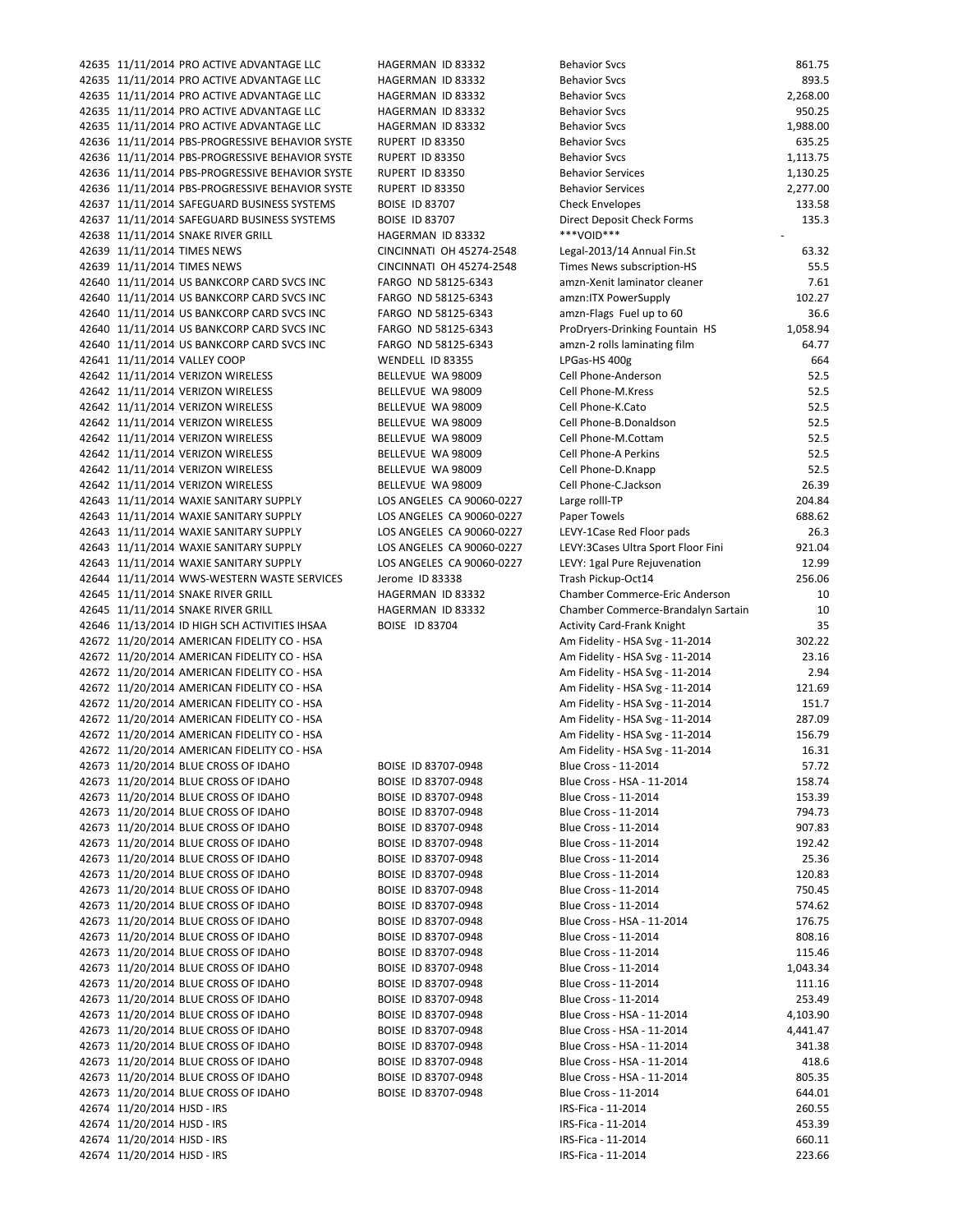| | | | | | |
|---|---|---|---|---|---|
| 42635 | 11/11/2014 | PRO ACTIVE ADVANTAGE LLC | HAGERMAN ID 83332 | Behavior Svcs | 861.75 |
| 42635 | 11/11/2014 | PRO ACTIVE ADVANTAGE LLC | HAGERMAN ID 83332 | Behavior Svcs | 893.5 |
| 42635 | 11/11/2014 | PRO ACTIVE ADVANTAGE LLC | HAGERMAN ID 83332 | Behavior Svcs | 2,268.00 |
| 42635 | 11/11/2014 | PRO ACTIVE ADVANTAGE LLC | HAGERMAN ID 83332 | Behavior Svcs | 950.25 |
| 42635 | 11/11/2014 | PRO ACTIVE ADVANTAGE LLC | HAGERMAN ID 83332 | Behavior Svcs | 1,988.00 |
| 42636 | 11/11/2014 | PBS-PROGRESSIVE BEHAVIOR SYSTE | RUPERT ID 83350 | Behavior Svcs | 635.25 |
| 42636 | 11/11/2014 | PBS-PROGRESSIVE BEHAVIOR SYSTE | RUPERT ID 83350 | Behavior Svcs | 1,113.75 |
| 42636 | 11/11/2014 | PBS-PROGRESSIVE BEHAVIOR SYSTE | RUPERT ID 83350 | Behavior Services | 1,130.25 |
| 42636 | 11/11/2014 | PBS-PROGRESSIVE BEHAVIOR SYSTE | RUPERT ID 83350 | Behavior Services | 2,277.00 |
| 42637 | 11/11/2014 | SAFEGUARD BUSINESS SYSTEMS | BOISE ID 83707 | Check Envelopes | 133.58 |
| 42637 | 11/11/2014 | SAFEGUARD BUSINESS SYSTEMS | BOISE ID 83707 | Direct Deposit Check Forms | 135.3 |
| 42638 | 11/11/2014 | SNAKE RIVER GRILL | HAGERMAN ID 83332 | ***VOID*** | - |
| 42639 | 11/11/2014 | TIMES NEWS | CINCINNATI OH 45274-2548 | Legal-2013/14 Annual Fin.St | 63.32 |
| 42639 | 11/11/2014 | TIMES NEWS | CINCINNATI OH 45274-2548 | Times News subscription-HS | 55.5 |
| 42640 | 11/11/2014 | US BANKCORP CARD SVCS INC | FARGO ND 58125-6343 | amzn-Xenit laminator cleaner | 7.61 |
| 42640 | 11/11/2014 | US BANKCORP CARD SVCS INC | FARGO ND 58125-6343 | amzn:ITX PowerSupply | 102.27 |
| 42640 | 11/11/2014 | US BANKCORP CARD SVCS INC | FARGO ND 58125-6343 | amzn-Flags Fuel up to 60 | 36.6 |
| 42640 | 11/11/2014 | US BANKCORP CARD SVCS INC | FARGO ND 58125-6343 | ProDryers-Drinking Fountain HS | 1,058.94 |
| 42640 | 11/11/2014 | US BANKCORP CARD SVCS INC | FARGO ND 58125-6343 | amzn-2 rolls laminating film | 64.77 |
| 42641 | 11/11/2014 | VALLEY COOP | WENDELL ID 83355 | LPGas-HS 400g | 664 |
| 42642 | 11/11/2014 | VERIZON WIRELESS | BELLEVUE WA 98009 | Cell Phone-Anderson | 52.5 |
| 42642 | 11/11/2014 | VERIZON WIRELESS | BELLEVUE WA 98009 | Cell Phone-M.Kress | 52.5 |
| 42642 | 11/11/2014 | VERIZON WIRELESS | BELLEVUE WA 98009 | Cell Phone-K.Cato | 52.5 |
| 42642 | 11/11/2014 | VERIZON WIRELESS | BELLEVUE WA 98009 | Cell Phone-B.Donaldson | 52.5 |
| 42642 | 11/11/2014 | VERIZON WIRELESS | BELLEVUE WA 98009 | Cell Phone-M.Cottam | 52.5 |
| 42642 | 11/11/2014 | VERIZON WIRELESS | BELLEVUE WA 98009 | Cell Phone-A Perkins | 52.5 |
| 42642 | 11/11/2014 | VERIZON WIRELESS | BELLEVUE WA 98009 | Cell Phone-D.Knapp | 52.5 |
| 42642 | 11/11/2014 | VERIZON WIRELESS | BELLEVUE WA 98009 | Cell Phone-C.Jackson | 26.39 |
| 42643 | 11/11/2014 | WAXIE SANITARY SUPPLY | LOS ANGELES CA 90060-0227 | Large rolll-TP | 204.84 |
| 42643 | 11/11/2014 | WAXIE SANITARY SUPPLY | LOS ANGELES CA 90060-0227 | Paper Towels | 688.62 |
| 42643 | 11/11/2014 | WAXIE SANITARY SUPPLY | LOS ANGELES CA 90060-0227 | LEVY-1Case Red Floor pads | 26.3 |
| 42643 | 11/11/2014 | WAXIE SANITARY SUPPLY | LOS ANGELES CA 90060-0227 | LEVY:3Cases Ultra Sport Floor Fini | 921.04 |
| 42643 | 11/11/2014 | WAXIE SANITARY SUPPLY | LOS ANGELES CA 90060-0227 | LEVY: 1gal Pure Rejuvenation | 12.99 |
| 42644 | 11/11/2014 | WWS-WESTERN WASTE SERVICES | Jerome ID 83338 | Trash Pickup-Oct14 | 256.06 |
| 42645 | 11/11/2014 | SNAKE RIVER GRILL | HAGERMAN ID 83332 | Chamber Commerce-Eric Anderson | 10 |
| 42645 | 11/11/2014 | SNAKE RIVER GRILL | HAGERMAN ID 83332 | Chamber Commerce-Brandalyn Sartain | 10 |
| 42646 | 11/13/2014 | ID HIGH SCH ACTIVITIES IHSAA | BOISE ID 83704 | Activity Card-Frank Knight | 35 |
| 42672 | 11/20/2014 | AMERICAN FIDELITY CO - HSA | | Am Fidelity - HSA Svg - 11-2014 | 302.22 |
| 42672 | 11/20/2014 | AMERICAN FIDELITY CO - HSA | | Am Fidelity - HSA Svg - 11-2014 | 23.16 |
| 42672 | 11/20/2014 | AMERICAN FIDELITY CO - HSA | | Am Fidelity - HSA Svg - 11-2014 | 2.94 |
| 42672 | 11/20/2014 | AMERICAN FIDELITY CO - HSA | | Am Fidelity - HSA Svg - 11-2014 | 121.69 |
| 42672 | 11/20/2014 | AMERICAN FIDELITY CO - HSA | | Am Fidelity - HSA Svg - 11-2014 | 151.7 |
| 42672 | 11/20/2014 | AMERICAN FIDELITY CO - HSA | | Am Fidelity - HSA Svg - 11-2014 | 287.09 |
| 42672 | 11/20/2014 | AMERICAN FIDELITY CO - HSA | | Am Fidelity - HSA Svg - 11-2014 | 156.79 |
| 42672 | 11/20/2014 | AMERICAN FIDELITY CO - HSA | | Am Fidelity - HSA Svg - 11-2014 | 16.31 |
| 42673 | 11/20/2014 | BLUE CROSS OF IDAHO | BOISE ID 83707-0948 | Blue Cross - 11-2014 | 57.72 |
| 42673 | 11/20/2014 | BLUE CROSS OF IDAHO | BOISE ID 83707-0948 | Blue Cross - HSA - 11-2014 | 158.74 |
| 42673 | 11/20/2014 | BLUE CROSS OF IDAHO | BOISE ID 83707-0948 | Blue Cross - 11-2014 | 153.39 |
| 42673 | 11/20/2014 | BLUE CROSS OF IDAHO | BOISE ID 83707-0948 | Blue Cross - 11-2014 | 794.73 |
| 42673 | 11/20/2014 | BLUE CROSS OF IDAHO | BOISE ID 83707-0948 | Blue Cross - 11-2014 | 907.83 |
| 42673 | 11/20/2014 | BLUE CROSS OF IDAHO | BOISE ID 83707-0948 | Blue Cross - 11-2014 | 192.42 |
| 42673 | 11/20/2014 | BLUE CROSS OF IDAHO | BOISE ID 83707-0948 | Blue Cross - 11-2014 | 25.36 |
| 42673 | 11/20/2014 | BLUE CROSS OF IDAHO | BOISE ID 83707-0948 | Blue Cross - 11-2014 | 120.83 |
| 42673 | 11/20/2014 | BLUE CROSS OF IDAHO | BOISE ID 83707-0948 | Blue Cross - 11-2014 | 750.45 |
| 42673 | 11/20/2014 | BLUE CROSS OF IDAHO | BOISE ID 83707-0948 | Blue Cross - 11-2014 | 574.62 |
| 42673 | 11/20/2014 | BLUE CROSS OF IDAHO | BOISE ID 83707-0948 | Blue Cross - HSA - 11-2014 | 176.75 |
| 42673 | 11/20/2014 | BLUE CROSS OF IDAHO | BOISE ID 83707-0948 | Blue Cross - 11-2014 | 808.16 |
| 42673 | 11/20/2014 | BLUE CROSS OF IDAHO | BOISE ID 83707-0948 | Blue Cross - 11-2014 | 115.46 |
| 42673 | 11/20/2014 | BLUE CROSS OF IDAHO | BOISE ID 83707-0948 | Blue Cross - 11-2014 | 1,043.34 |
| 42673 | 11/20/2014 | BLUE CROSS OF IDAHO | BOISE ID 83707-0948 | Blue Cross - 11-2014 | 111.16 |
| 42673 | 11/20/2014 | BLUE CROSS OF IDAHO | BOISE ID 83707-0948 | Blue Cross - 11-2014 | 253.49 |
| 42673 | 11/20/2014 | BLUE CROSS OF IDAHO | BOISE ID 83707-0948 | Blue Cross - HSA - 11-2014 | 4,103.90 |
| 42673 | 11/20/2014 | BLUE CROSS OF IDAHO | BOISE ID 83707-0948 | Blue Cross - HSA - 11-2014 | 4,441.47 |
| 42673 | 11/20/2014 | BLUE CROSS OF IDAHO | BOISE ID 83707-0948 | Blue Cross - HSA - 11-2014 | 341.38 |
| 42673 | 11/20/2014 | BLUE CROSS OF IDAHO | BOISE ID 83707-0948 | Blue Cross - HSA - 11-2014 | 418.6 |
| 42673 | 11/20/2014 | BLUE CROSS OF IDAHO | BOISE ID 83707-0948 | Blue Cross - HSA - 11-2014 | 805.35 |
| 42673 | 11/20/2014 | BLUE CROSS OF IDAHO | BOISE ID 83707-0948 | Blue Cross - 11-2014 | 644.01 |
| 42674 | 11/20/2014 | HJSD - IRS | | IRS-Fica - 11-2014 | 260.55 |
| 42674 | 11/20/2014 | HJSD - IRS | | IRS-Fica - 11-2014 | 453.39 |
| 42674 | 11/20/2014 | HJSD - IRS | | IRS-Fica - 11-2014 | 660.11 |
| 42674 | 11/20/2014 | HJSD - IRS | | IRS-Fica - 11-2014 | 223.66 |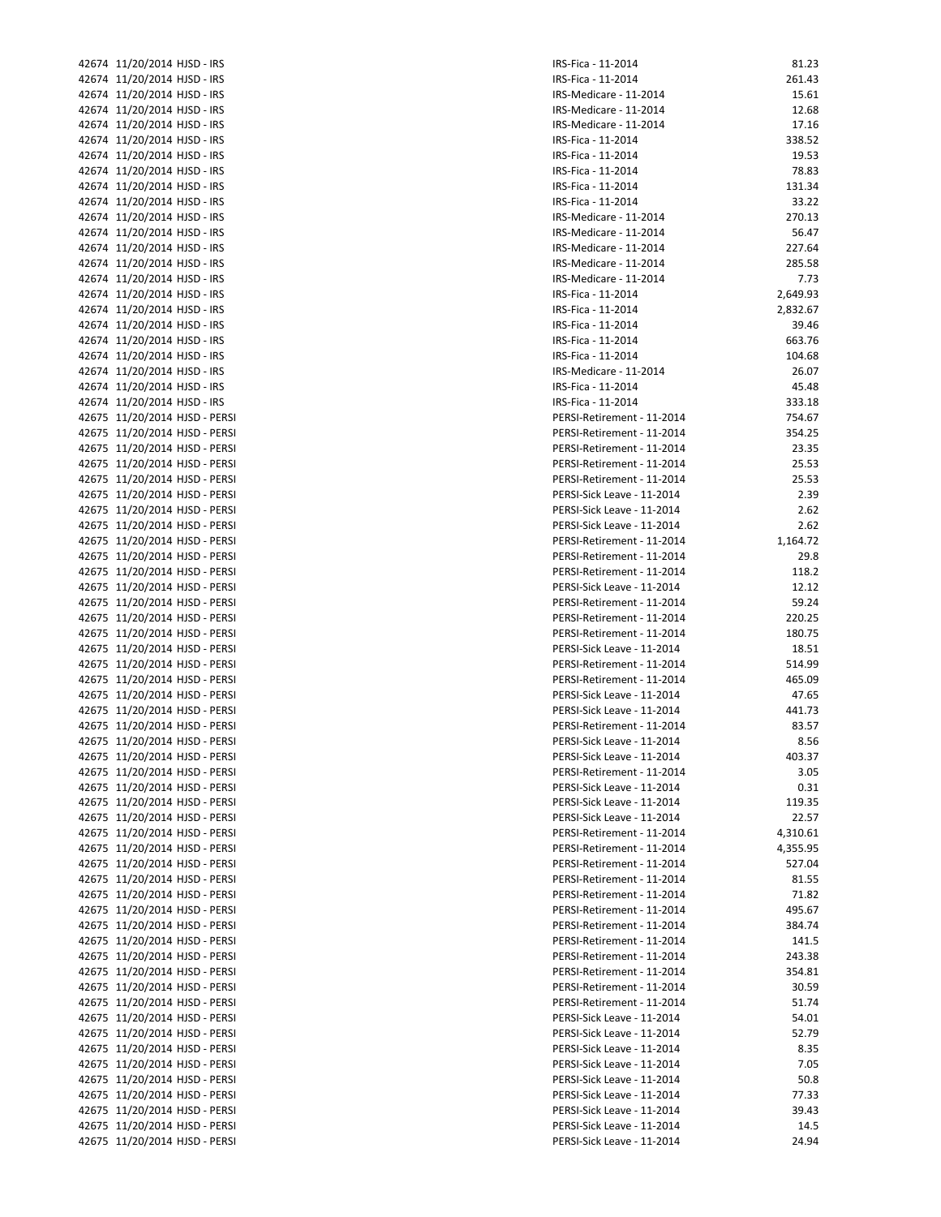| | | | | |
|---|---|---|---|---|
| 42674 | 11/20/2014 | HJSD - IRS | IRS-Fica - 11-2014 | 81.23 |
| 42674 | 11/20/2014 | HJSD - IRS | IRS-Fica - 11-2014 | 261.43 |
| 42674 | 11/20/2014 | HJSD - IRS | IRS-Medicare - 11-2014 | 15.61 |
| 42674 | 11/20/2014 | HJSD - IRS | IRS-Medicare - 11-2014 | 12.68 |
| 42674 | 11/20/2014 | HJSD - IRS | IRS-Medicare - 11-2014 | 17.16 |
| 42674 | 11/20/2014 | HJSD - IRS | IRS-Fica - 11-2014 | 338.52 |
| 42674 | 11/20/2014 | HJSD - IRS | IRS-Fica - 11-2014 | 19.53 |
| 42674 | 11/20/2014 | HJSD - IRS | IRS-Fica - 11-2014 | 78.83 |
| 42674 | 11/20/2014 | HJSD - IRS | IRS-Fica - 11-2014 | 131.34 |
| 42674 | 11/20/2014 | HJSD - IRS | IRS-Fica - 11-2014 | 33.22 |
| 42674 | 11/20/2014 | HJSD - IRS | IRS-Medicare - 11-2014 | 270.13 |
| 42674 | 11/20/2014 | HJSD - IRS | IRS-Medicare - 11-2014 | 56.47 |
| 42674 | 11/20/2014 | HJSD - IRS | IRS-Medicare - 11-2014 | 227.64 |
| 42674 | 11/20/2014 | HJSD - IRS | IRS-Medicare - 11-2014 | 285.58 |
| 42674 | 11/20/2014 | HJSD - IRS | IRS-Medicare - 11-2014 | 7.73 |
| 42674 | 11/20/2014 | HJSD - IRS | IRS-Fica - 11-2014 | 2,649.93 |
| 42674 | 11/20/2014 | HJSD - IRS | IRS-Fica - 11-2014 | 2,832.67 |
| 42674 | 11/20/2014 | HJSD - IRS | IRS-Fica - 11-2014 | 39.46 |
| 42674 | 11/20/2014 | HJSD - IRS | IRS-Fica - 11-2014 | 663.76 |
| 42674 | 11/20/2014 | HJSD - IRS | IRS-Fica - 11-2014 | 104.68 |
| 42674 | 11/20/2014 | HJSD - IRS | IRS-Medicare - 11-2014 | 26.07 |
| 42674 | 11/20/2014 | HJSD - IRS | IRS-Fica - 11-2014 | 45.48 |
| 42674 | 11/20/2014 | HJSD - IRS | IRS-Fica - 11-2014 | 333.18 |
| 42675 | 11/20/2014 | HJSD - PERSI | PERSI-Retirement - 11-2014 | 754.67 |
| 42675 | 11/20/2014 | HJSD - PERSI | PERSI-Retirement - 11-2014 | 354.25 |
| 42675 | 11/20/2014 | HJSD - PERSI | PERSI-Retirement - 11-2014 | 23.35 |
| 42675 | 11/20/2014 | HJSD - PERSI | PERSI-Retirement - 11-2014 | 25.53 |
| 42675 | 11/20/2014 | HJSD - PERSI | PERSI-Retirement - 11-2014 | 25.53 |
| 42675 | 11/20/2014 | HJSD - PERSI | PERSI-Sick Leave - 11-2014 | 2.39 |
| 42675 | 11/20/2014 | HJSD - PERSI | PERSI-Sick Leave - 11-2014 | 2.62 |
| 42675 | 11/20/2014 | HJSD - PERSI | PERSI-Sick Leave - 11-2014 | 2.62 |
| 42675 | 11/20/2014 | HJSD - PERSI | PERSI-Retirement - 11-2014 | 1,164.72 |
| 42675 | 11/20/2014 | HJSD - PERSI | PERSI-Retirement - 11-2014 | 29.8 |
| 42675 | 11/20/2014 | HJSD - PERSI | PERSI-Retirement - 11-2014 | 118.2 |
| 42675 | 11/20/2014 | HJSD - PERSI | PERSI-Sick Leave - 11-2014 | 12.12 |
| 42675 | 11/20/2014 | HJSD - PERSI | PERSI-Retirement - 11-2014 | 59.24 |
| 42675 | 11/20/2014 | HJSD - PERSI | PERSI-Retirement - 11-2014 | 220.25 |
| 42675 | 11/20/2014 | HJSD - PERSI | PERSI-Retirement - 11-2014 | 180.75 |
| 42675 | 11/20/2014 | HJSD - PERSI | PERSI-Sick Leave - 11-2014 | 18.51 |
| 42675 | 11/20/2014 | HJSD - PERSI | PERSI-Retirement - 11-2014 | 514.99 |
| 42675 | 11/20/2014 | HJSD - PERSI | PERSI-Retirement - 11-2014 | 465.09 |
| 42675 | 11/20/2014 | HJSD - PERSI | PERSI-Sick Leave - 11-2014 | 47.65 |
| 42675 | 11/20/2014 | HJSD - PERSI | PERSI-Sick Leave - 11-2014 | 441.73 |
| 42675 | 11/20/2014 | HJSD - PERSI | PERSI-Retirement - 11-2014 | 83.57 |
| 42675 | 11/20/2014 | HJSD - PERSI | PERSI-Sick Leave - 11-2014 | 8.56 |
| 42675 | 11/20/2014 | HJSD - PERSI | PERSI-Sick Leave - 11-2014 | 403.37 |
| 42675 | 11/20/2014 | HJSD - PERSI | PERSI-Retirement - 11-2014 | 3.05 |
| 42675 | 11/20/2014 | HJSD - PERSI | PERSI-Sick Leave - 11-2014 | 0.31 |
| 42675 | 11/20/2014 | HJSD - PERSI | PERSI-Sick Leave - 11-2014 | 119.35 |
| 42675 | 11/20/2014 | HJSD - PERSI | PERSI-Sick Leave - 11-2014 | 22.57 |
| 42675 | 11/20/2014 | HJSD - PERSI | PERSI-Retirement - 11-2014 | 4,310.61 |
| 42675 | 11/20/2014 | HJSD - PERSI | PERSI-Retirement - 11-2014 | 4,355.95 |
| 42675 | 11/20/2014 | HJSD - PERSI | PERSI-Retirement - 11-2014 | 527.04 |
| 42675 | 11/20/2014 | HJSD - PERSI | PERSI-Retirement - 11-2014 | 81.55 |
| 42675 | 11/20/2014 | HJSD - PERSI | PERSI-Retirement - 11-2014 | 71.82 |
| 42675 | 11/20/2014 | HJSD - PERSI | PERSI-Retirement - 11-2014 | 495.67 |
| 42675 | 11/20/2014 | HJSD - PERSI | PERSI-Retirement - 11-2014 | 384.74 |
| 42675 | 11/20/2014 | HJSD - PERSI | PERSI-Retirement - 11-2014 | 141.5 |
| 42675 | 11/20/2014 | HJSD - PERSI | PERSI-Retirement - 11-2014 | 243.38 |
| 42675 | 11/20/2014 | HJSD - PERSI | PERSI-Retirement - 11-2014 | 354.81 |
| 42675 | 11/20/2014 | HJSD - PERSI | PERSI-Retirement - 11-2014 | 30.59 |
| 42675 | 11/20/2014 | HJSD - PERSI | PERSI-Retirement - 11-2014 | 51.74 |
| 42675 | 11/20/2014 | HJSD - PERSI | PERSI-Sick Leave - 11-2014 | 54.01 |
| 42675 | 11/20/2014 | HJSD - PERSI | PERSI-Sick Leave - 11-2014 | 52.79 |
| 42675 | 11/20/2014 | HJSD - PERSI | PERSI-Sick Leave - 11-2014 | 8.35 |
| 42675 | 11/20/2014 | HJSD - PERSI | PERSI-Sick Leave - 11-2014 | 7.05 |
| 42675 | 11/20/2014 | HJSD - PERSI | PERSI-Sick Leave - 11-2014 | 50.8 |
| 42675 | 11/20/2014 | HJSD - PERSI | PERSI-Sick Leave - 11-2014 | 77.33 |
| 42675 | 11/20/2014 | HJSD - PERSI | PERSI-Sick Leave - 11-2014 | 39.43 |
| 42675 | 11/20/2014 | HJSD - PERSI | PERSI-Sick Leave - 11-2014 | 14.5 |
| 42675 | 11/20/2014 | HJSD - PERSI | PERSI-Sick Leave - 11-2014 | 24.94 |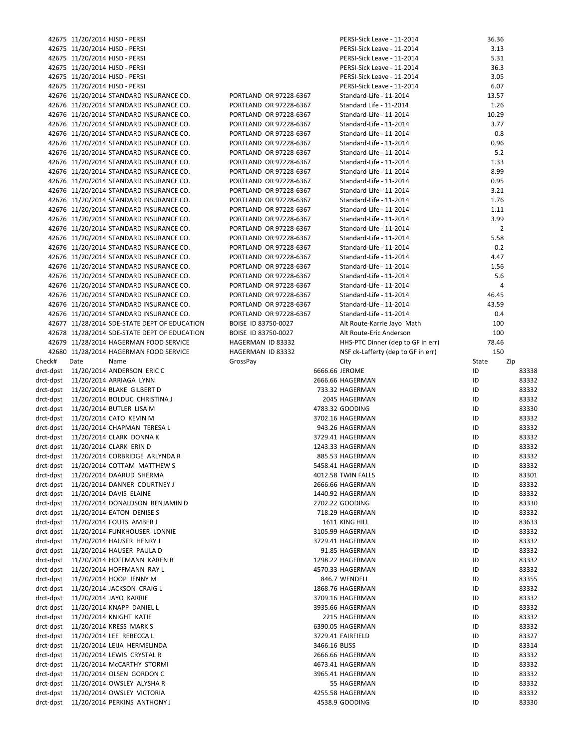| | | | | | | |
|---|---|---|---|---|---|---|
| 42675 | 11/20/2014 | HJSD - PERSI | | PERSI-Sick Leave - 11-2014 | 36.36 | |
| 42675 | 11/20/2014 | HJSD - PERSI | | PERSI-Sick Leave - 11-2014 | 3.13 | |
| 42675 | 11/20/2014 | HJSD - PERSI | | PERSI-Sick Leave - 11-2014 | 5.31 | |
| 42675 | 11/20/2014 | HJSD - PERSI | | PERSI-Sick Leave - 11-2014 | 36.3 | |
| 42675 | 11/20/2014 | HJSD - PERSI | | PERSI-Sick Leave - 11-2014 | 3.05 | |
| 42675 | 11/20/2014 | HJSD - PERSI | | PERSI-Sick Leave - 11-2014 | 6.07 | |
| 42676 | 11/20/2014 | STANDARD INSURANCE CO. | PORTLAND OR 97228-6367 | Standard-Life - 11-2014 | 13.57 | |
| 42676 | 11/20/2014 | STANDARD INSURANCE CO. | PORTLAND OR 97228-6367 | Standard Life - 11-2014 | 1.26 | |
| 42676 | 11/20/2014 | STANDARD INSURANCE CO. | PORTLAND OR 97228-6367 | Standard-Life - 11-2014 | 10.29 | |
| 42676 | 11/20/2014 | STANDARD INSURANCE CO. | PORTLAND OR 97228-6367 | Standard-Life - 11-2014 | 3.77 | |
| 42676 | 11/20/2014 | STANDARD INSURANCE CO. | PORTLAND OR 97228-6367 | Standard-Life - 11-2014 | 0.8 | |
| 42676 | 11/20/2014 | STANDARD INSURANCE CO. | PORTLAND OR 97228-6367 | Standard-Life - 11-2014 | 0.96 | |
| 42676 | 11/20/2014 | STANDARD INSURANCE CO. | PORTLAND OR 97228-6367 | Standard-Life - 11-2014 | 5.2 | |
| 42676 | 11/20/2014 | STANDARD INSURANCE CO. | PORTLAND OR 97228-6367 | Standard-Life - 11-2014 | 1.33 | |
| 42676 | 11/20/2014 | STANDARD INSURANCE CO. | PORTLAND OR 97228-6367 | Standard-Life - 11-2014 | 8.99 | |
| 42676 | 11/20/2014 | STANDARD INSURANCE CO. | PORTLAND OR 97228-6367 | Standard-Life - 11-2014 | 0.95 | |
| 42676 | 11/20/2014 | STANDARD INSURANCE CO. | PORTLAND OR 97228-6367 | Standard-Life - 11-2014 | 3.21 | |
| 42676 | 11/20/2014 | STANDARD INSURANCE CO. | PORTLAND OR 97228-6367 | Standard-Life - 11-2014 | 1.76 | |
| 42676 | 11/20/2014 | STANDARD INSURANCE CO. | PORTLAND OR 97228-6367 | Standard-Life - 11-2014 | 1.11 | |
| 42676 | 11/20/2014 | STANDARD INSURANCE CO. | PORTLAND OR 97228-6367 | Standard-Life - 11-2014 | 3.99 | |
| 42676 | 11/20/2014 | STANDARD INSURANCE CO. | PORTLAND OR 97228-6367 | Standard-Life - 11-2014 | 2 | |
| 42676 | 11/20/2014 | STANDARD INSURANCE CO. | PORTLAND OR 97228-6367 | Standard-Life - 11-2014 | 5.58 | |
| 42676 | 11/20/2014 | STANDARD INSURANCE CO. | PORTLAND OR 97228-6367 | Standard-Life - 11-2014 | 0.2 | |
| 42676 | 11/20/2014 | STANDARD INSURANCE CO. | PORTLAND OR 97228-6367 | Standard-Life - 11-2014 | 4.47 | |
| 42676 | 11/20/2014 | STANDARD INSURANCE CO. | PORTLAND OR 97228-6367 | Standard-Life - 11-2014 | 1.56 | |
| 42676 | 11/20/2014 | STANDARD INSURANCE CO. | PORTLAND OR 97228-6367 | Standard-Life - 11-2014 | 5.6 | |
| 42676 | 11/20/2014 | STANDARD INSURANCE CO. | PORTLAND OR 97228-6367 | Standard-Life - 11-2014 | 4 | |
| 42676 | 11/20/2014 | STANDARD INSURANCE CO. | PORTLAND OR 97228-6367 | Standard-Life - 11-2014 | 46.45 | |
| 42676 | 11/20/2014 | STANDARD INSURANCE CO. | PORTLAND OR 97228-6367 | Standard-Life - 11-2014 | 43.59 | |
| 42676 | 11/20/2014 | STANDARD INSURANCE CO. | PORTLAND OR 97228-6367 | Standard-Life - 11-2014 | 0.4 | |
| 42677 | 11/28/2014 | SDE-STATE DEPT OF EDUCATION | BOISE ID 83750-0027 | Alt Route-Karrie Jayo Math | 100 | |
| 42678 | 11/28/2014 | SDE-STATE DEPT OF EDUCATION | BOISE ID 83750-0027 | Alt Route-Eric Anderson | 100 | |
| 42679 | 11/28/2014 | HAGERMAN FOOD SERVICE | HAGERMAN ID 83332 | HHS-PTC Dinner (dep to GF in err) | 78.46 | |
| 42680 | 11/28/2014 | HAGERMAN FOOD SERVICE | HAGERMAN ID 83332 | NSF ck-Lafferty (dep to GF in err) | 150 | |

| Check# | Date | Name | GrossPay | City | State | Zip |
|---|---|---|---|---|---|---|
| drct-dpst | 11/20/2014 | ANDERSON ERIC C | 6666.66 | JEROME | ID | 83338 |
| drct-dpst | 11/20/2014 | ARRIAGA LYNN | 2666.66 | HAGERMAN | ID | 83332 |
| drct-dpst | 11/20/2014 | BLAKE GILBERT D | 733.32 | HAGERMAN | ID | 83332 |
| drct-dpst | 11/20/2014 | BOLDUC CHRISTINA J | 2045 | HAGERMAN | ID | 83332 |
| drct-dpst | 11/20/2014 | BUTLER LISA M | 4783.32 | GOODING | ID | 83330 |
| drct-dpst | 11/20/2014 | CATO KEVIN M | 3702.16 | HAGERMAN | ID | 83332 |
| drct-dpst | 11/20/2014 | CHAPMAN TERESA L | 943.26 | HAGERMAN | ID | 83332 |
| drct-dpst | 11/20/2014 | CLARK DONNA K | 3729.41 | HAGERMAN | ID | 83332 |
| drct-dpst | 11/20/2014 | CLARK ERIN D | 1243.33 | HAGERMAN | ID | 83332 |
| drct-dpst | 11/20/2014 | CORBRIDGE ARLYNDA R | 885.53 | HAGERMAN | ID | 83332 |
| drct-dpst | 11/20/2014 | COTTAM MATTHEW S | 5458.41 | HAGERMAN | ID | 83332 |
| drct-dpst | 11/20/2014 | DAARUD SHERMA | 4012.58 | TWIN FALLS | ID | 83301 |
| drct-dpst | 11/20/2014 | DANNER COURTNEY J | 2666.66 | HAGERMAN | ID | 83332 |
| drct-dpst | 11/20/2014 | DAVIS ELAINE | 1440.92 | HAGERMAN | ID | 83332 |
| drct-dpst | 11/20/2014 | DONALDSON BENJAMIN D | 2702.22 | GOODING | ID | 83330 |
| drct-dpst | 11/20/2014 | EATON DENISE S | 718.29 | HAGERMAN | ID | 83332 |
| drct-dpst | 11/20/2014 | FOUTS AMBER J | 1611 | KING HILL | ID | 83633 |
| drct-dpst | 11/20/2014 | FUNKHOUSER LONNIE | 3105.99 | HAGERMAN | ID | 83332 |
| drct-dpst | 11/20/2014 | HAUSER HENRY J | 3729.41 | HAGERMAN | ID | 83332 |
| drct-dpst | 11/20/2014 | HAUSER PAULA D | 91.85 | HAGERMAN | ID | 83332 |
| drct-dpst | 11/20/2014 | HOFFMANN KAREN B | 1298.22 | HAGERMAN | ID | 83332 |
| drct-dpst | 11/20/2014 | HOFFMANN RAY L | 4570.33 | HAGERMAN | ID | 83332 |
| drct-dpst | 11/20/2014 | HOOP JENNY M | 846.7 | WENDELL | ID | 83355 |
| drct-dpst | 11/20/2014 | JACKSON CRAIG L | 1868.76 | HAGERMAN | ID | 83332 |
| drct-dpst | 11/20/2014 | JAYO KARRIE | 3709.16 | HAGERMAN | ID | 83332 |
| drct-dpst | 11/20/2014 | KNAPP DANIEL L | 3935.66 | HAGERMAN | ID | 83332 |
| drct-dpst | 11/20/2014 | KNIGHT KATIE | 2215 | HAGERMAN | ID | 83332 |
| drct-dpst | 11/20/2014 | KRESS MARK S | 6390.05 | HAGERMAN | ID | 83332 |
| drct-dpst | 11/20/2014 | LEE REBECCA L | 3729.41 | FAIRFIELD | ID | 83327 |
| drct-dpst | 11/20/2014 | LEIJA HERMELINDA | 3466.16 | BLISS | ID | 83314 |
| drct-dpst | 11/20/2014 | LEWIS CRYSTAL R | 2666.66 | HAGERMAN | ID | 83332 |
| drct-dpst | 11/20/2014 | McCARTHY STORMI | 4673.41 | HAGERMAN | ID | 83332 |
| drct-dpst | 11/20/2014 | OLSEN GORDON C | 3965.41 | HAGERMAN | ID | 83332 |
| drct-dpst | 11/20/2014 | OWSLEY ALYSHA R | 55 | HAGERMAN | ID | 83332 |
| drct-dpst | 11/20/2014 | OWSLEY VICTORIA | 4255.58 | HAGERMAN | ID | 83332 |
| drct-dpst | 11/20/2014 | PERKINS ANTHONY J | 4538.9 | GOODING | ID | 83330 |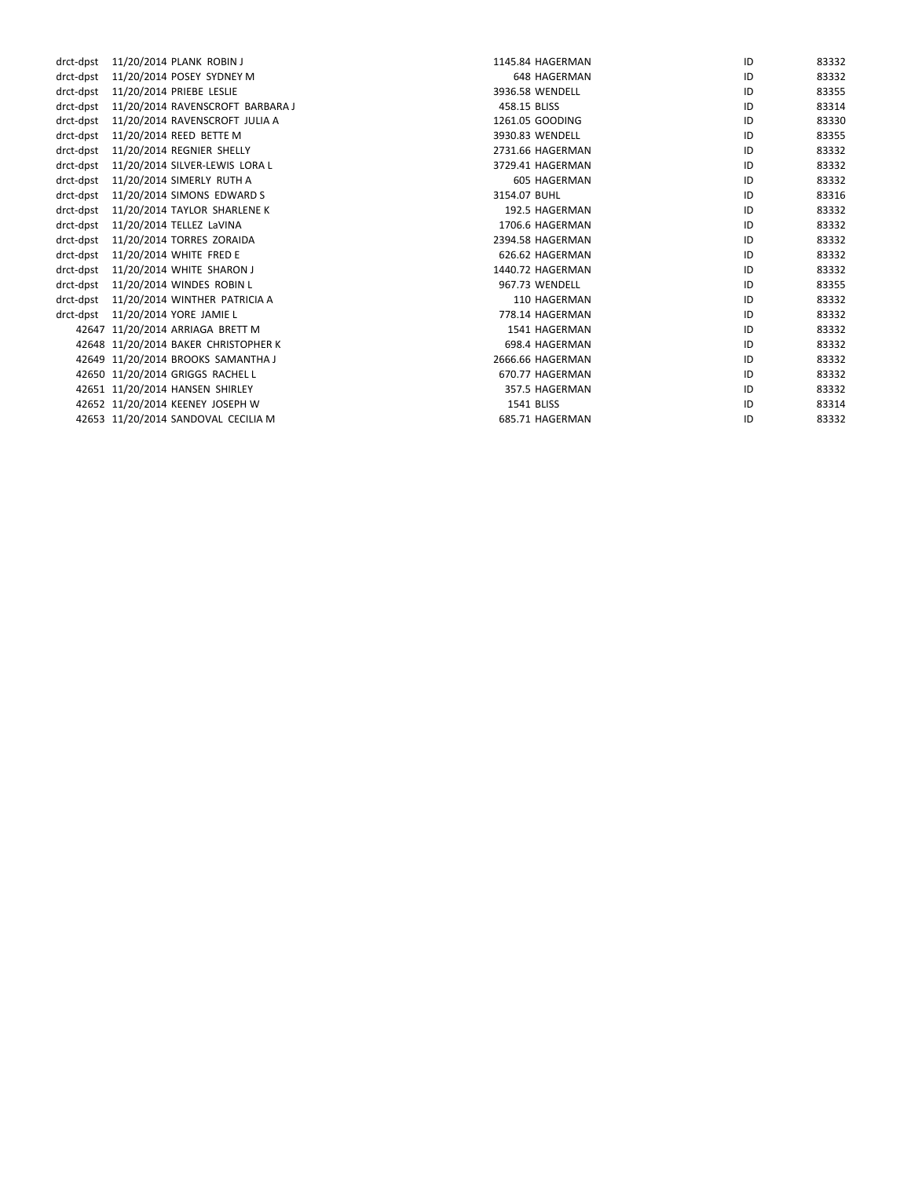| | | | | | | |
|---|---|---|---|---|---|---|
| drct-dpst | 11/20/2014 | PLANK ROBIN J | 1145.84 | HAGERMAN | ID | 83332 |
| drct-dpst | 11/20/2014 | POSEY SYDNEY M | 648 | HAGERMAN | ID | 83332 |
| drct-dpst | 11/20/2014 | PRIEBE LESLIE | 3936.58 | WENDELL | ID | 83355 |
| drct-dpst | 11/20/2014 | RAVENSCROFT BARBARA J | 458.15 | BLISS | ID | 83314 |
| drct-dpst | 11/20/2014 | RAVENSCROFT JULIA A | 1261.05 | GOODING | ID | 83330 |
| drct-dpst | 11/20/2014 | REED BETTE M | 3930.83 | WENDELL | ID | 83355 |
| drct-dpst | 11/20/2014 | REGNIER SHELLY | 2731.66 | HAGERMAN | ID | 83332 |
| drct-dpst | 11/20/2014 | SILVER-LEWIS LORA L | 3729.41 | HAGERMAN | ID | 83332 |
| drct-dpst | 11/20/2014 | SIMERLY RUTH A | 605 | HAGERMAN | ID | 83332 |
| drct-dpst | 11/20/2014 | SIMONS EDWARD S | 3154.07 | BUHL | ID | 83316 |
| drct-dpst | 11/20/2014 | TAYLOR SHARLENE K | 192.5 | HAGERMAN | ID | 83332 |
| drct-dpst | 11/20/2014 | TELLEZ LaVINA | 1706.6 | HAGERMAN | ID | 83332 |
| drct-dpst | 11/20/2014 | TORRES ZORAIDA | 2394.58 | HAGERMAN | ID | 83332 |
| drct-dpst | 11/20/2014 | WHITE FRED E | 626.62 | HAGERMAN | ID | 83332 |
| drct-dpst | 11/20/2014 | WHITE SHARON J | 1440.72 | HAGERMAN | ID | 83332 |
| drct-dpst | 11/20/2014 | WINDES ROBIN L | 967.73 | WENDELL | ID | 83355 |
| drct-dpst | 11/20/2014 | WINTHER PATRICIA A | 110 | HAGERMAN | ID | 83332 |
| drct-dpst | 11/20/2014 | YORE JAMIE L | 778.14 | HAGERMAN | ID | 83332 |
| 42647 | 11/20/2014 | ARRIAGA BRETT M | 1541 | HAGERMAN | ID | 83332 |
| 42648 | 11/20/2014 | BAKER CHRISTOPHER K | 698.4 | HAGERMAN | ID | 83332 |
| 42649 | 11/20/2014 | BROOKS SAMANTHA J | 2666.66 | HAGERMAN | ID | 83332 |
| 42650 | 11/20/2014 | GRIGGS RACHEL L | 670.77 | HAGERMAN | ID | 83332 |
| 42651 | 11/20/2014 | HANSEN SHIRLEY | 357.5 | HAGERMAN | ID | 83332 |
| 42652 | 11/20/2014 | KEENEY JOSEPH W | 1541 | BLISS | ID | 83314 |
| 42653 | 11/20/2014 | SANDOVAL CECILIA M | 685.71 | HAGERMAN | ID | 83332 |